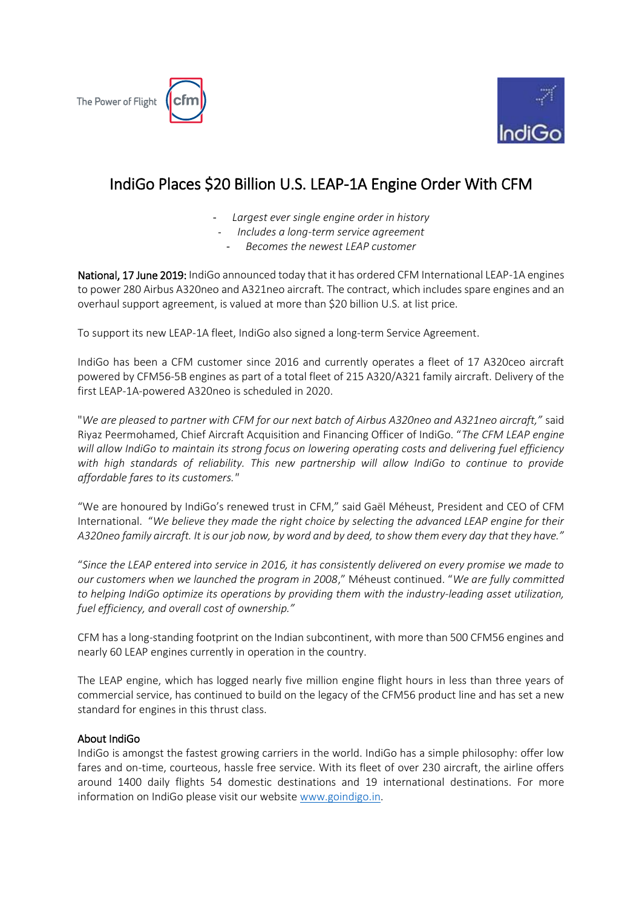The Power of Flight cfm

IndiGo

# IndiGo Places $20 Billion U.S. LEAP-1A Engine Order With CFM

- *Largest ever single engine order in history*
- *Includes a long-term service agreement*
- *Becomes the newest LEAP customer*

**National, 17 June 2019:** IndiGo announced today that it has ordered CFM International LEAP-1A engines to power 280 Airbus A320neo and A321neo aircraft. The contract, which includes spare engines and an overhaul support agreement, is valued at more than $20 billion U.S. at list price.

To support its new LEAP-1A fleet, IndiGo also signed a long-term Service Agreement.

IndiGo has been a CFM customer since 2016 and currently operates a fleet of 17 A320ceo aircraft powered by CFM56-5B engines as part of a total fleet of 215 A320/A321 family aircraft. Delivery of the first LEAP-1A-powered A320neo is scheduled in 2020.

"*We are pleased to partner with CFM for our next batch of Airbus A320neo and A321neo aircraft,"* said Riyaz Peermohamed, Chief Aircraft Acquisition and Financing Officer of IndiGo. "*The CFM LEAP engine will allow IndiGo to maintain its strong focus on lowering operating costs and delivering fuel efficiency with high standards of reliability. This new partnership will allow IndiGo to continue to provide affordable fares to its customers."*

"We are honoured by IndiGo's renewed trust in CFM," said Gaël Méheust, President and CEO of CFM International. "*We believe they made the right choice by selecting the advanced LEAP engine for their A320neo family aircraft. It is our job now, by word and by deed, to show them every day that they have."*

"*Since the LEAP entered into service in 2016, it has consistently delivered on every promise we made to our customers when we launched the program in 2008*," Méheust continued. "*We are fully committed to helping IndiGo optimize its operations by providing them with the industry-leading asset utilization, fuel efficiency, and overall cost of ownership."*

CFM has a long-standing footprint on the Indian subcontinent, with more than 500 CFM56 engines and nearly 60 LEAP engines currently in operation in the country.

The LEAP engine, which has logged nearly five million engine flight hours in less than three years of commercial service, has continued to build on the legacy of the CFM56 product line and has set a new standard for engines in this thrust class.

**About IndiGo**

IndiGo is amongst the fastest growing carriers in the world. IndiGo has a simple philosophy: offer low fares and on-time, courteous, hassle free service. With its fleet of over 230 aircraft, the airline offers around 1400 daily flights 54 domestic destinations and 19 international destinations. For more information on IndiGo please visit our website www.goindigo.in.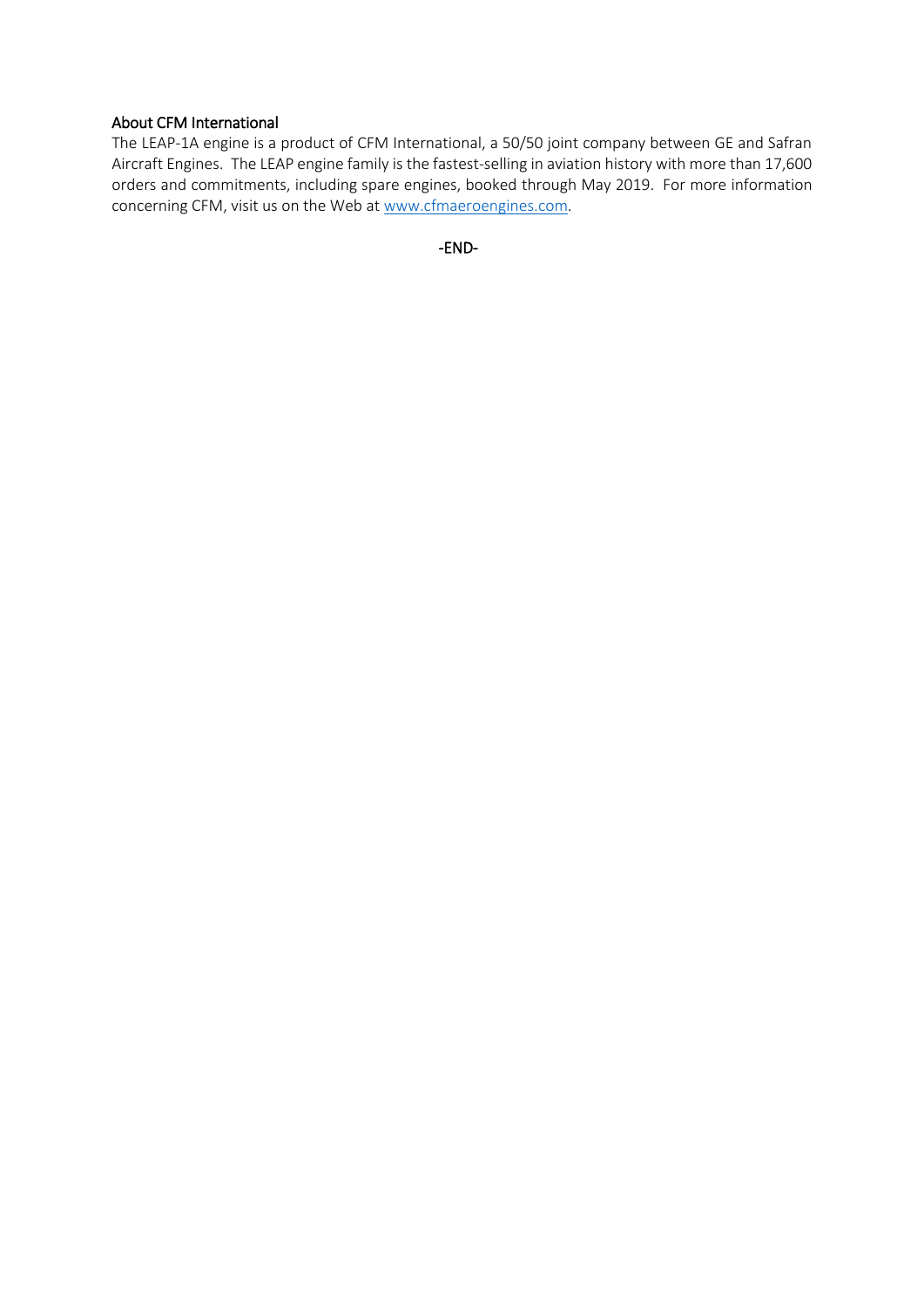### About CFM International

The LEAP-1A engine is a product of CFM International, a 50/50 joint company between GE and Safran Aircraft Engines. The LEAP engine family is the fastest-selling in aviation history with more than 17,600 orders and commitments, including spare engines, booked through May 2019. For more information concerning CFM, visit us on the Web at [www.cfmaeroengines.com](http://www.cfmaeroengines.com).

-END-